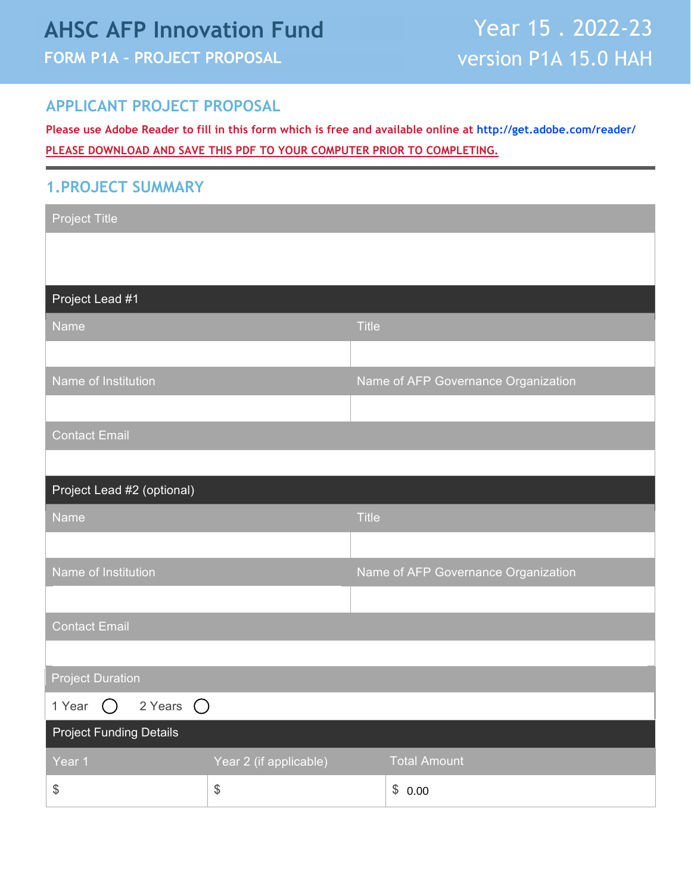# AHSC AFP Innovation Fund

## FORM P1A – PROJECT PROPOSAL

Year 15 . 2022-23
version P1A 15.0 HAH

## APPLICANT PROJECT PROPOSAL

**Please use Adobe Reader to fill in this form which is free and available online at http://get.adobe.com/reader/**

**PLEASE DOWNLOAD AND SAVE THIS PDF TO YOUR COMPUTER PRIOR TO COMPLETING.**

## 1.PROJECT SUMMARY

| Project Title | |
|---|---|
| | |

| Project Lead #1 | |
|---|---|
| Name | Title |
| | |
| Name of Institution | Name of AFP Governance Organization |
| | |
| Contact Email | |
| | |

| Project Lead #2 (optional) | |
|---|---|
| Name | Title |
| | |
| Name of Institution | Name of AFP Governance Organization |
| | |
| Contact Email | |
| | |

| Project Duration |
|---|
| 1 Year ◯ 2 Years ◯ |

| Project Funding Details | | |
|---|---|---|
| Year 1 | Year 2 (if applicable) | Total Amount |
| $ | $ | $ 0.00 |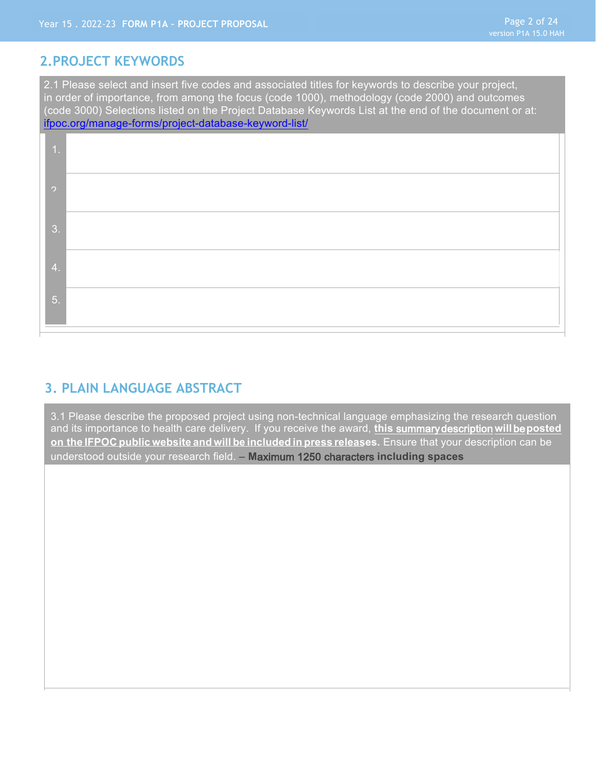## 2. PROJECT KEYWORDS

2.1 Please select and insert five codes and associated titles for keywords to describe your project, in order of importance, from among the focus (code 1000), methodology (code 2000) and outcomes (code 3000) Selections listed on the Project Database Keywords List at the end of the document or at: ifpoc.org/manage-forms/project-database-keyword-list/

| | |
|---|---|
| 1. | |
| 2. | |
| 3. | |
| 4. | |
| 5. | |

## 3. PLAIN LANGUAGE ABSTRACT

3.1 Please describe the proposed project using non-technical language emphasizing the research question and its importance to health care delivery. If you receive the award, **this summary description will be posted on the IFPOC public website and will be included in press releases.** Ensure that your description can be understood outside your research field. – **Maximum 1250 characters including spaces**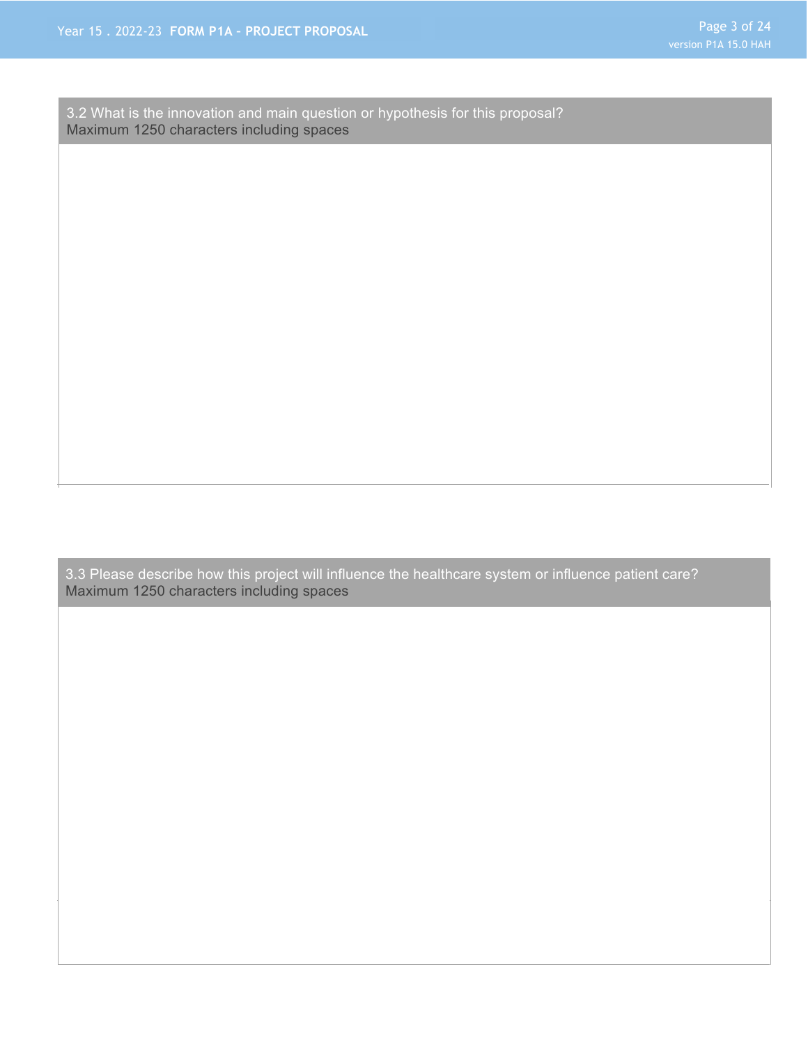3.2 What is the innovation and main question or hypothesis for this proposal?
Maximum 1250 characters including spaces

3.3 Please describe how this project will influence the healthcare system or influence patient care?
Maximum 1250 characters including spaces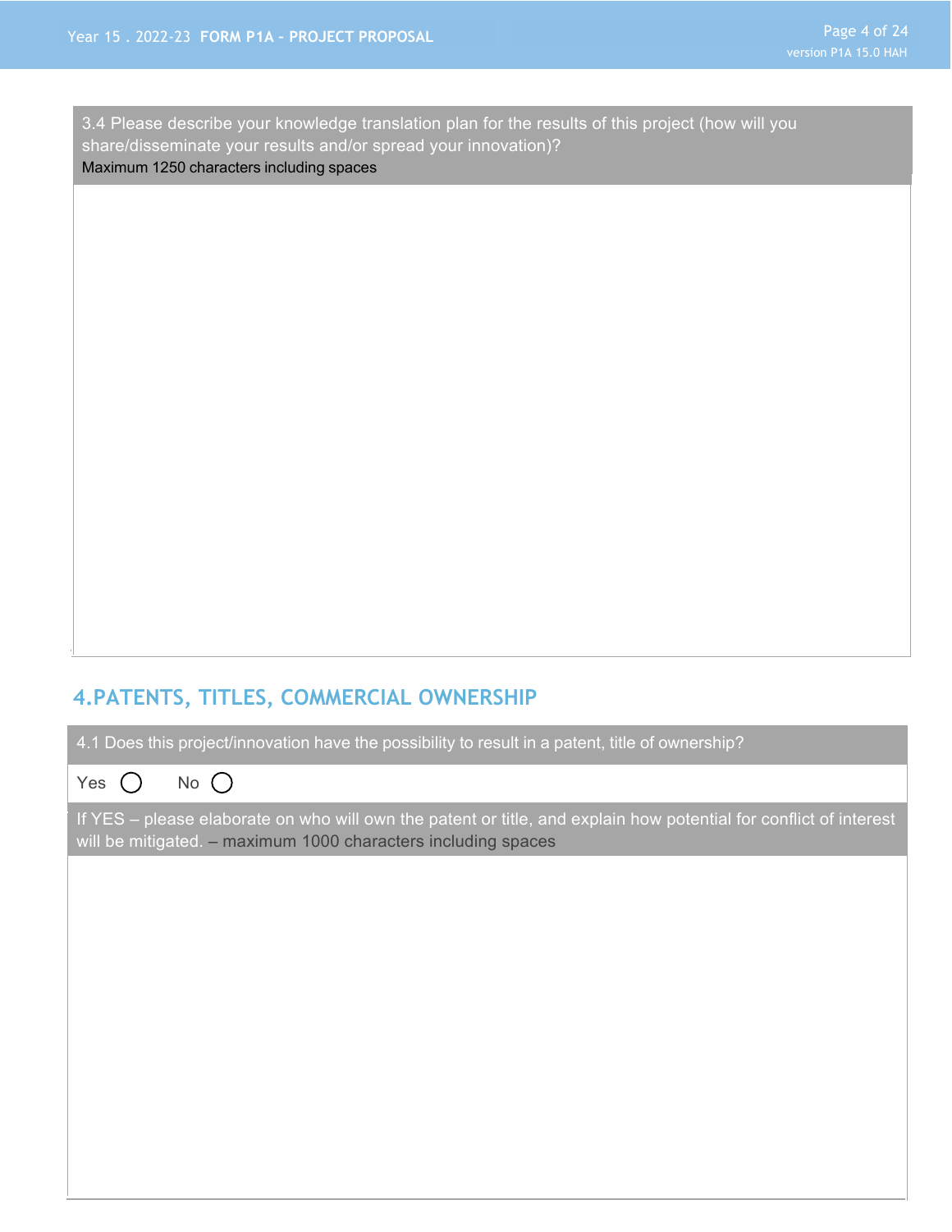3.4 Please describe your knowledge translation plan for the results of this project (how will you share/disseminate your results and/or spread your innovation)?
Maximum 1250 characters including spaces

## 4.PATENTS, TITLES, COMMERCIAL OWNERSHIP

4.1 Does this project/innovation have the possibility to result in a patent, title of ownership?

Yes ◯ No ◯

If YES – please elaborate on who will own the patent or title, and explain how potential for conflict of interest will be mitigated. – maximum 1000 characters including spaces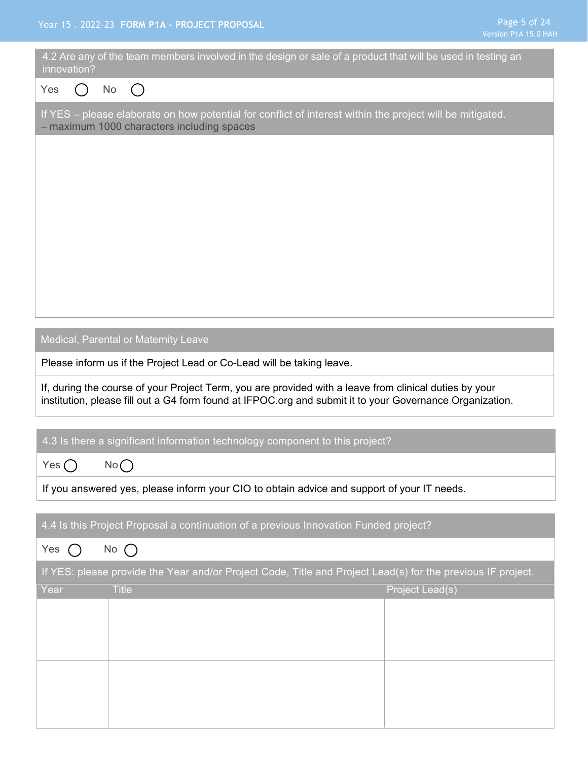4.2 Are any of the team members involved in the design or sale of a product that will be used in testing an innovation?

Yes ◯ No ◯

If YES – please elaborate on how potential for conflict of interest within the project will be mitigated. – maximum 1000 characters including spaces

**Medical, Parental or Maternity Leave**

Please inform us if the Project Lead or Co-Lead will be taking leave.

If, during the course of your Project Term, you are provided with a leave from clinical duties by your institution, please fill out a G4 form found at IFPOC.org and submit it to your Governance Organization.

4.3 Is there a significant information technology component to this project?

Yes ◯ No ◯

If you answered yes, please inform your CIO to obtain advice and support of your IT needs.

4.4 Is this Project Proposal a continuation of a previous Innovation Funded project?

Yes ◯ No ◯

If YES: please provide the Year and/or Project Code, Title and Project Lead(s) for the previous IF project.

| Year | Title | Project Lead(s) |
|---|---|---|
| | | |
| | | |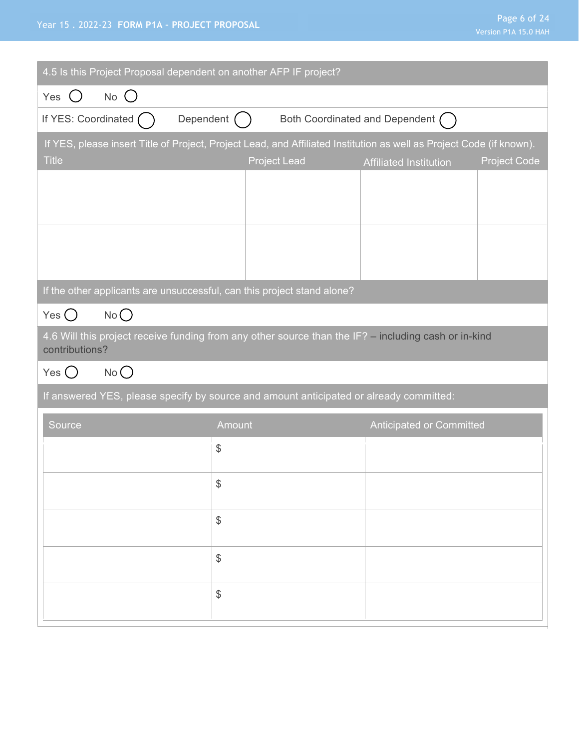4.5 Is this Project Proposal dependent on another AFP IF project?

Yes ◯ No ◯

If YES: Coordinated ◯ Dependent ◯ Both Coordinated and Dependent ◯

If YES, please insert Title of Project, Project Lead, and Affiliated Institution as well as Project Code (if known).

| Title | Project Lead | Affiliated Institution | Project Code |
|---|---|---|---|
| | | | |
| | | | |

If the other applicants are unsuccessful, can this project stand alone?

Yes ◯ No ◯

4.6 Will this project receive funding from any other source than the IF? – including cash or in-kind contributions?

Yes ◯ No ◯

If answered YES, please specify by source and amount anticipated or already committed:

| Source | Amount | Anticipated or Committed |
|---|---|---|
| | $ | |
| | $ | |
| | $ | |
| | $ | |
| | $ | |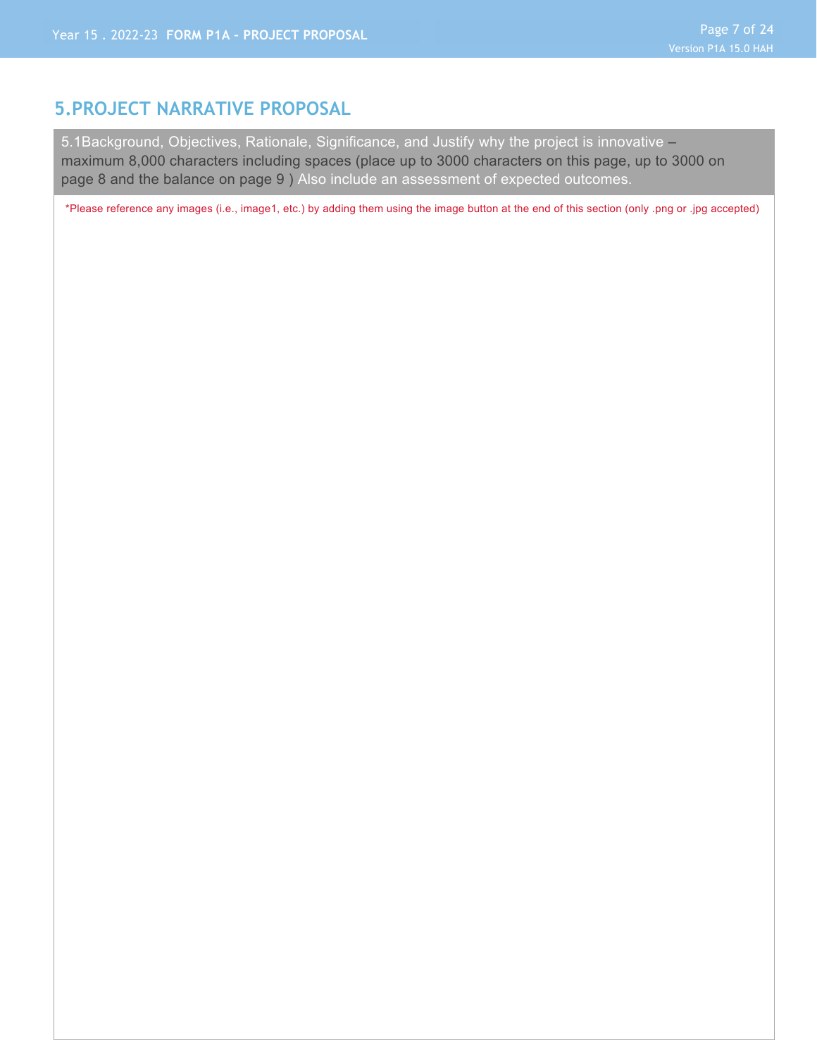## 5.PROJECT NARRATIVE PROPOSAL

5.1Background, Objectives, Rationale, Significance, and Justify why the project is innovative – maximum 8,000 characters including spaces (place up to 3000 characters on this page, up to 3000 on page 8 and the balance on page 9 ) Also include an assessment of expected outcomes.

*Please reference any images (i.e., image1, etc.) by adding them using the image button at the end of this section (only .png or .jpg accepted)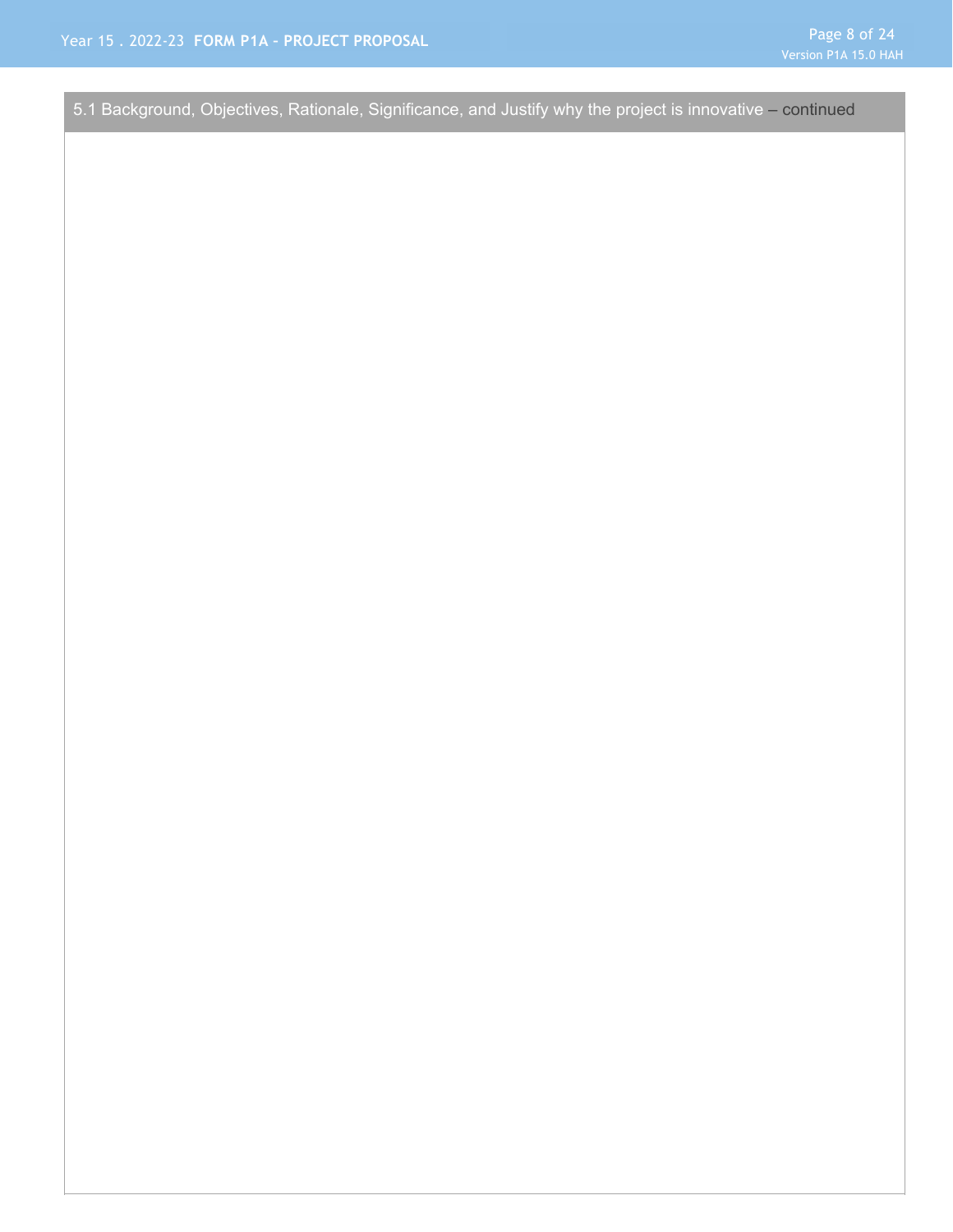## 5.1 Background, Objectives, Rationale, Significance, and Justify why the project is innovative – continued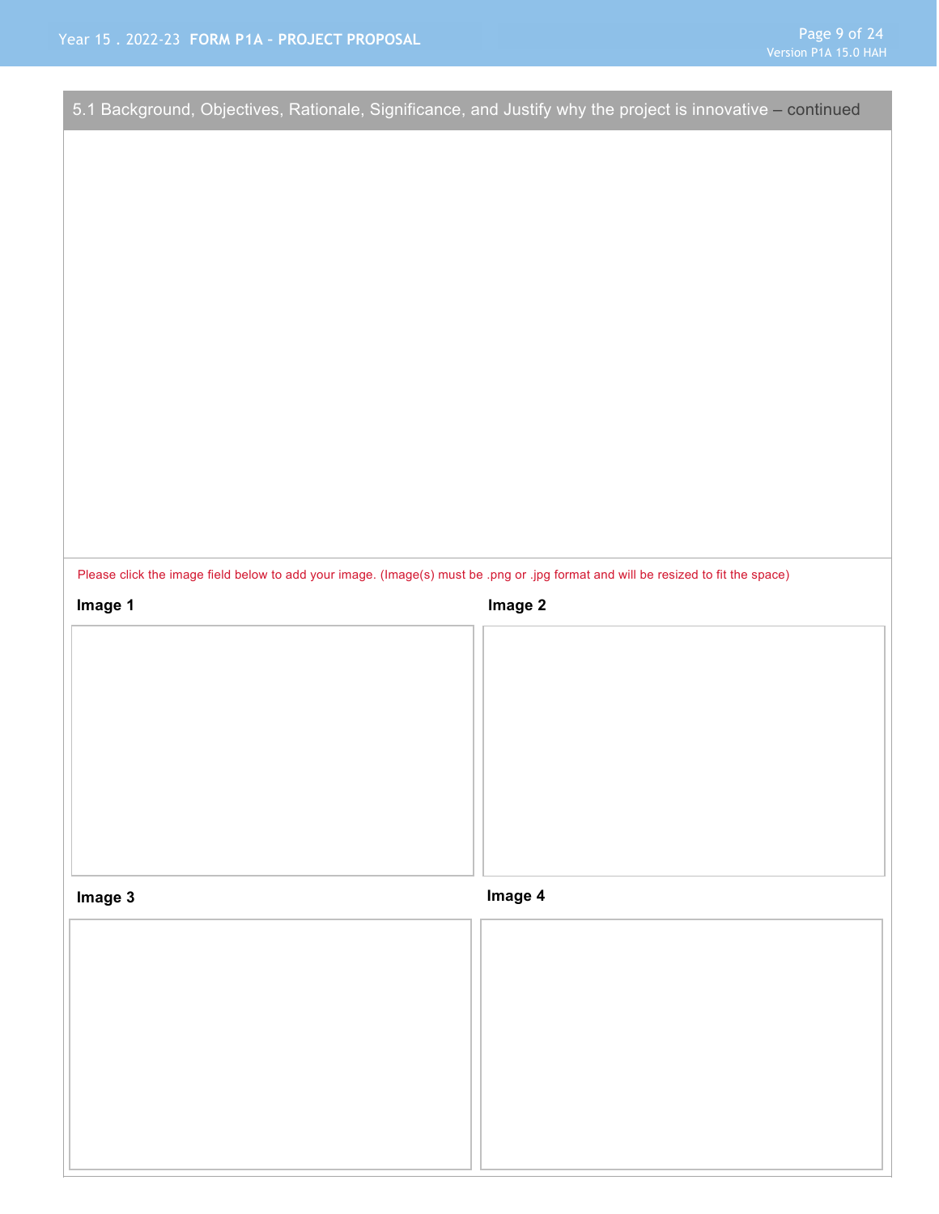## 5.1 Background, Objectives, Rationale, Significance, and Justify why the project is innovative – continued

Please click the image field below to add your image. (Image(s) must be .png or .jpg format and will be resized to fit the space)

**Image 1**

**Image 2**

**Image 3**

**Image 4**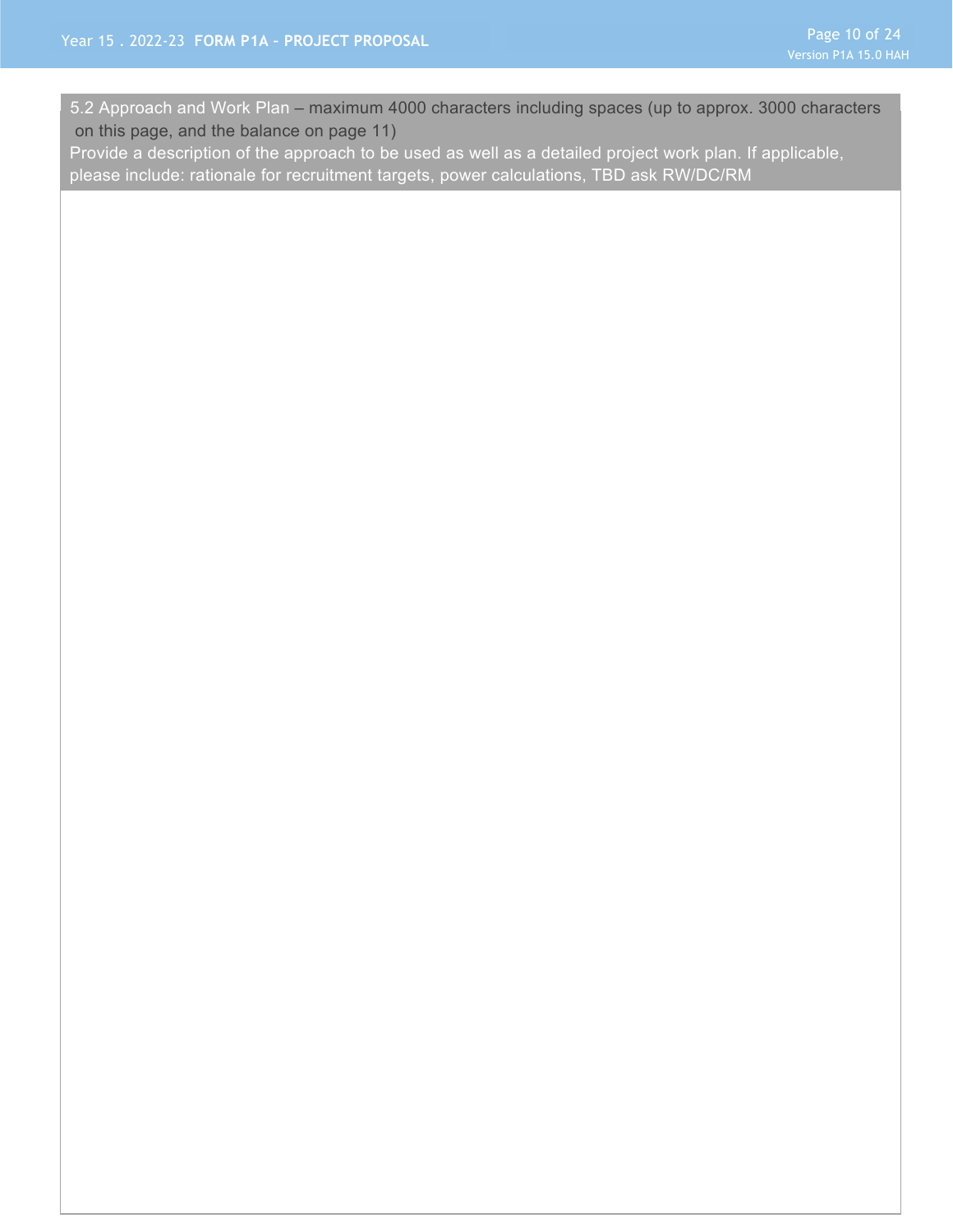5.2 Approach and Work Plan – maximum 4000 characters including spaces (up to approx. 3000 characters on this page, and the balance on page 11)

Provide a description of the approach to be used as well as a detailed project work plan. If applicable, please include: rationale for recruitment targets, power calculations, TBD ask RW/DC/RM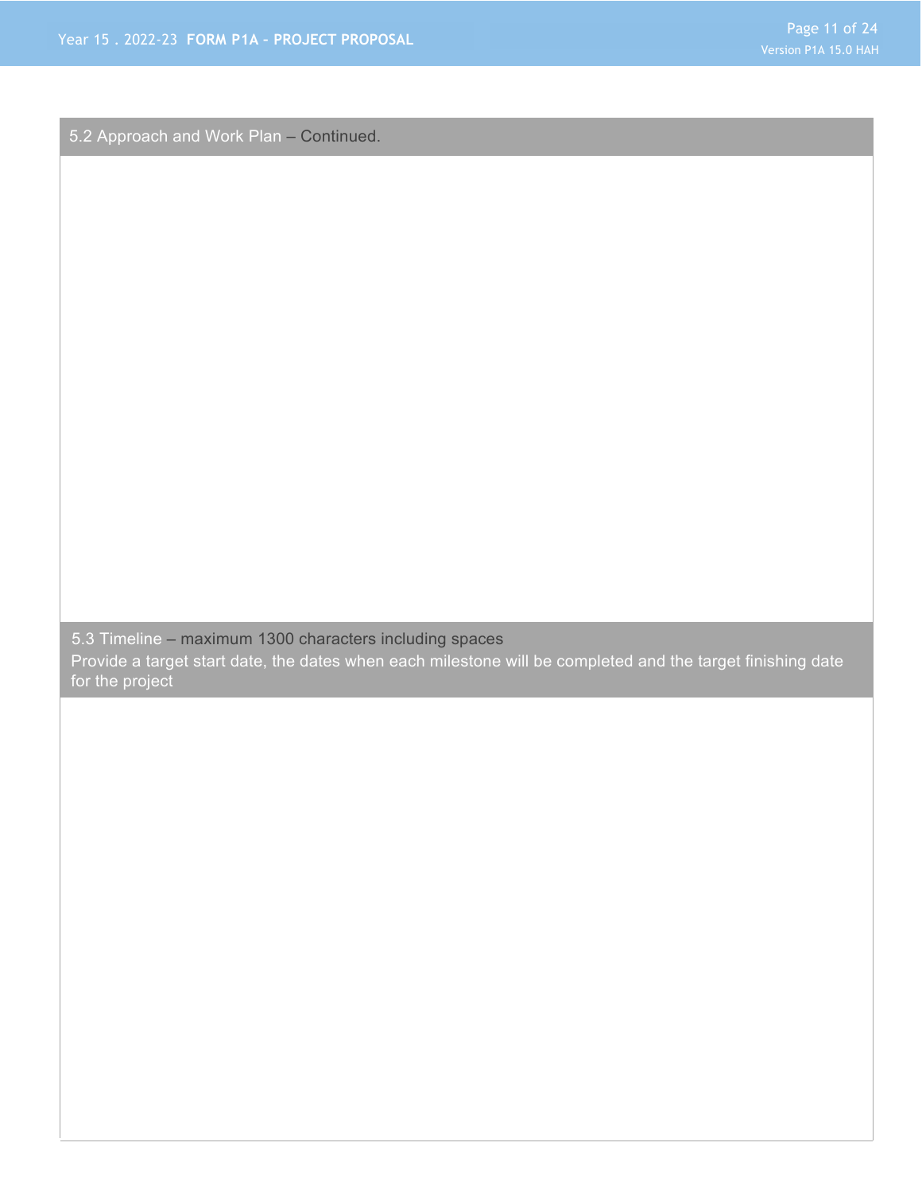## 5.2 Approach and Work Plan – Continued.

## 5.3 Timeline – maximum 1300 characters including spaces

Provide a target start date, the dates when each milestone will be completed and the target finishing date for the project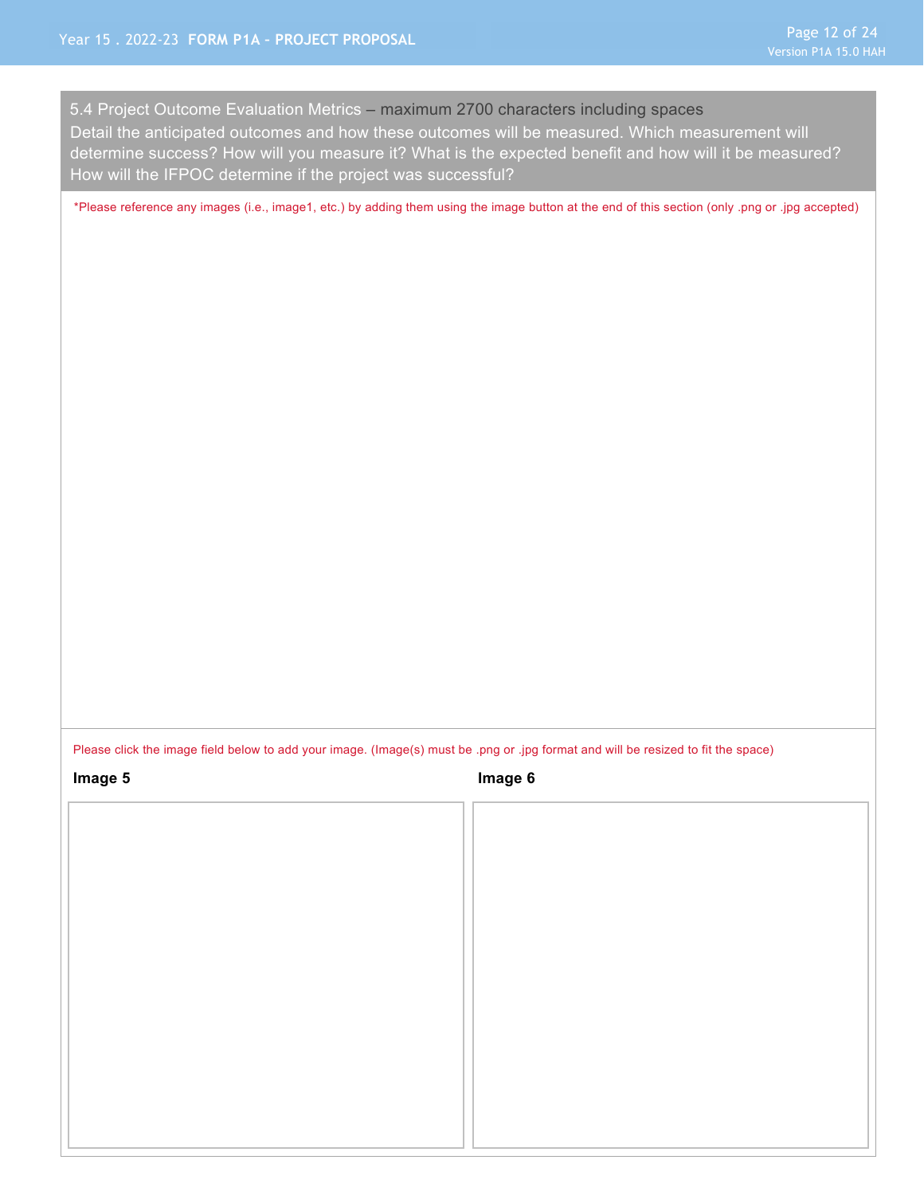## 5.4 Project Outcome Evaluation Metrics – maximum 2700 characters including spaces

Detail the anticipated outcomes and how these outcomes will be measured. Which measurement will determine success? How will you measure it? What is the expected benefit and how will it be measured? How will the IFPOC determine if the project was successful?

*Please reference any images (i.e., image1, etc.) by adding them using the image button at the end of this section (only .png or .jpg accepted)

Please click the image field below to add your image. (Image(s) must be .png or .jpg format and will be resized to fit the space)

**Image 5**

**Image 6**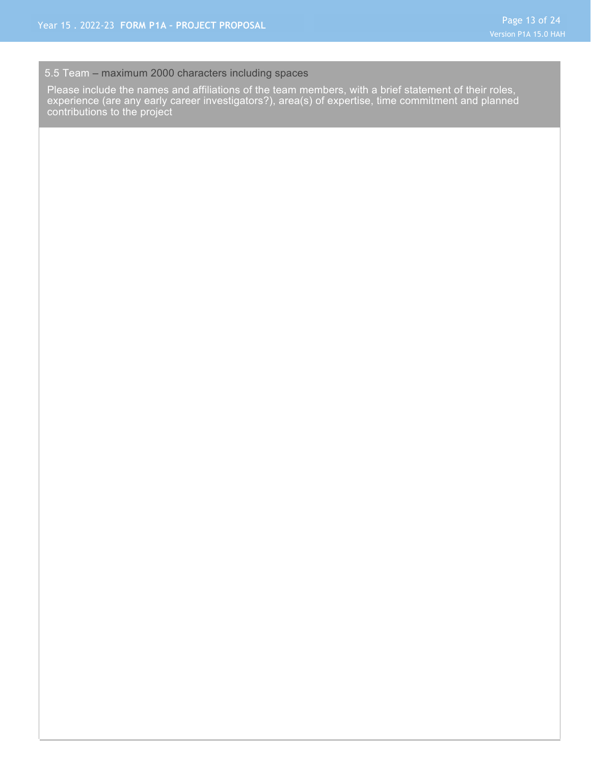### 5.5 Team – maximum 2000 characters including spaces

Please include the names and affiliations of the team members, with a brief statement of their roles, experience (are any early career investigators?), area(s) of expertise, time commitment and planned contributions to the project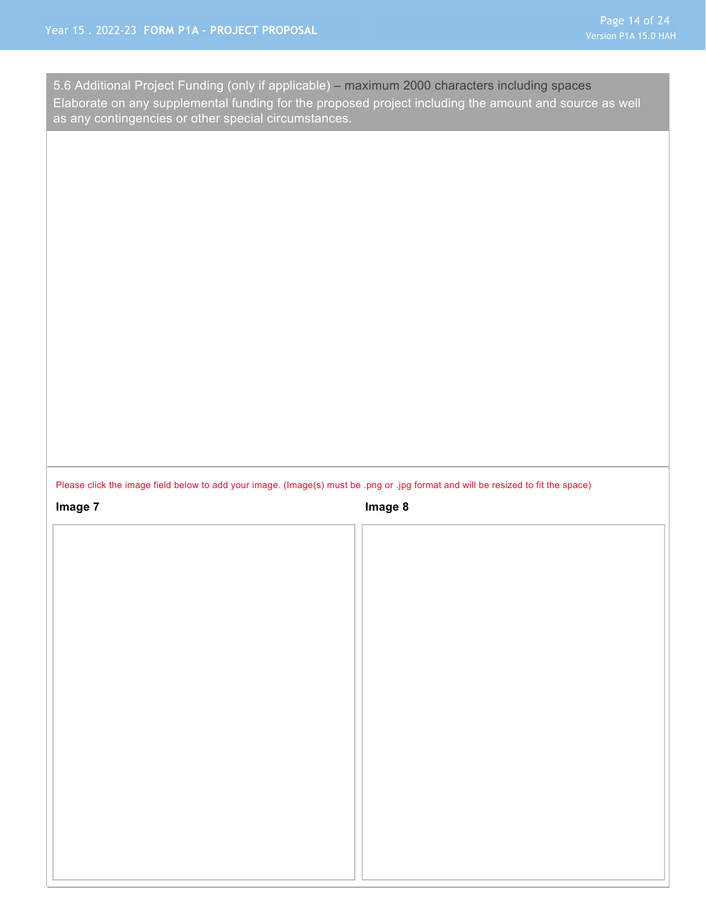## 5.6 Additional Project Funding (only if applicable) – maximum 2000 characters including spaces

Elaborate on any supplemental funding for the proposed project including the amount and source as well as any contingencies or other special circumstances.

Please click the image field below to add your image. (Image(s) must be .png or .jpg format and will be resized to fit the space)

**Image 7**

**Image 8**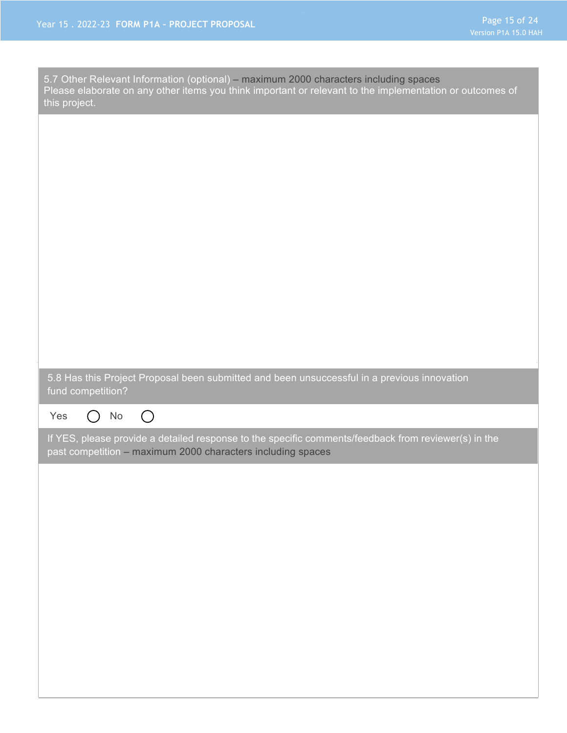5.7 Other Relevant Information (optional) – maximum 2000 characters including spaces
Please elaborate on any other items you think important or relevant to the implementation or outcomes of this project.

5.8 Has this Project Proposal been submitted and been unsuccessful in a previous innovation fund competition?

Yes ◯ No ◯

If YES, please provide a detailed response to the specific comments/feedback from reviewer(s) in the past competition – maximum 2000 characters including spaces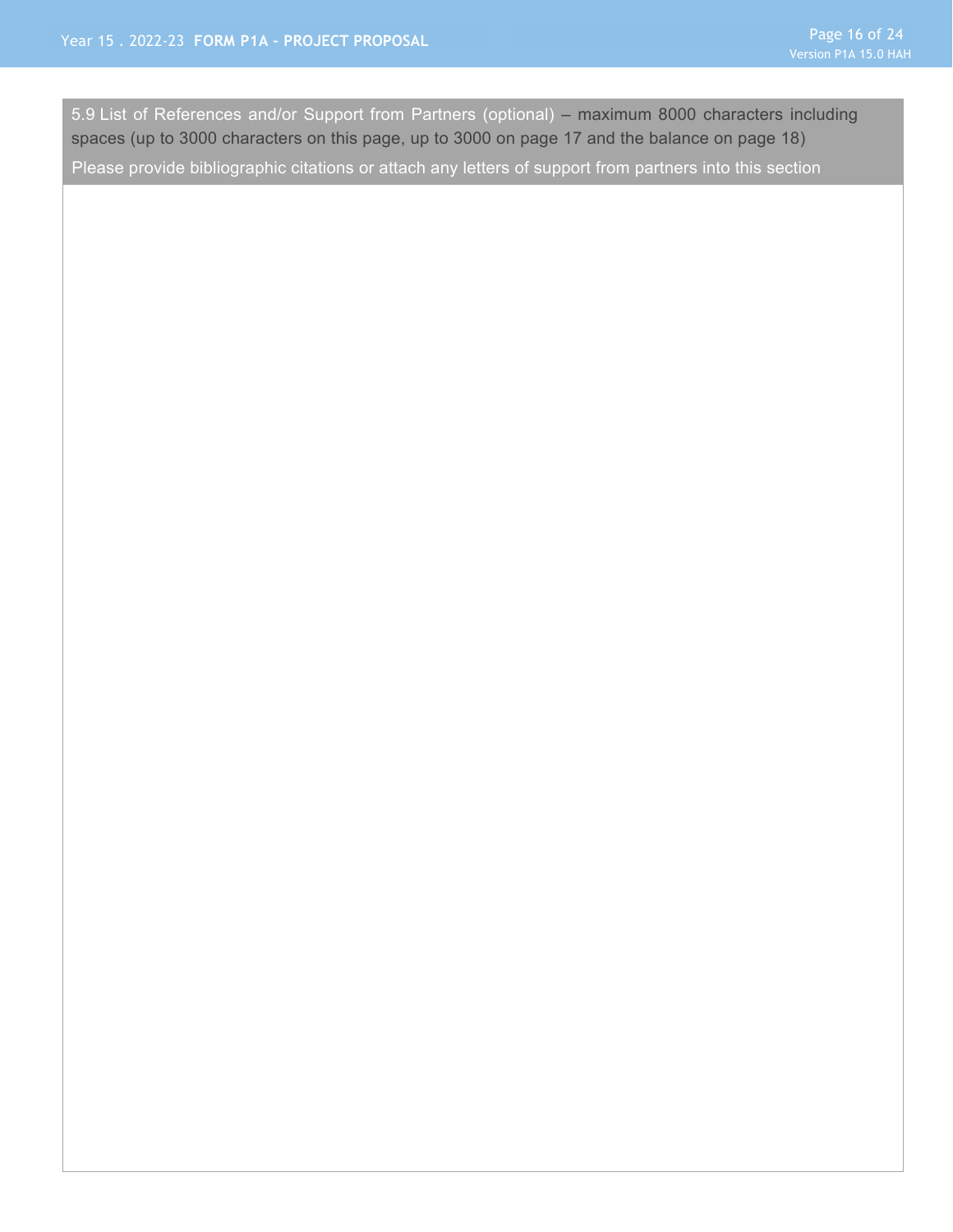5.9 List of References and/or Support from Partners (optional) – maximum 8000 characters including spaces (up to 3000 characters on this page, up to 3000 on page 17 and the balance on page 18)

Please provide bibliographic citations or attach any letters of support from partners into this section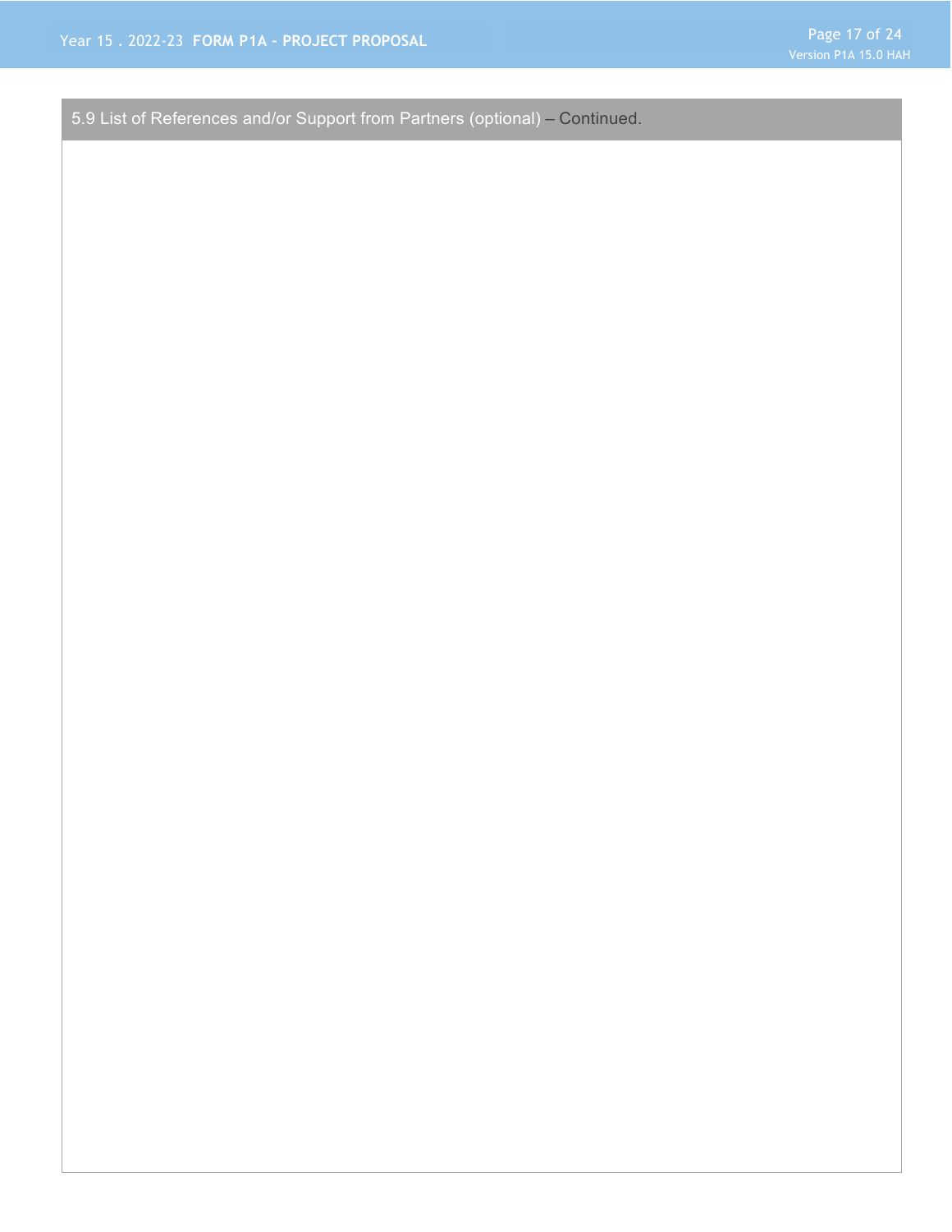## 5.9 List of References and/or Support from Partners (optional) – Continued.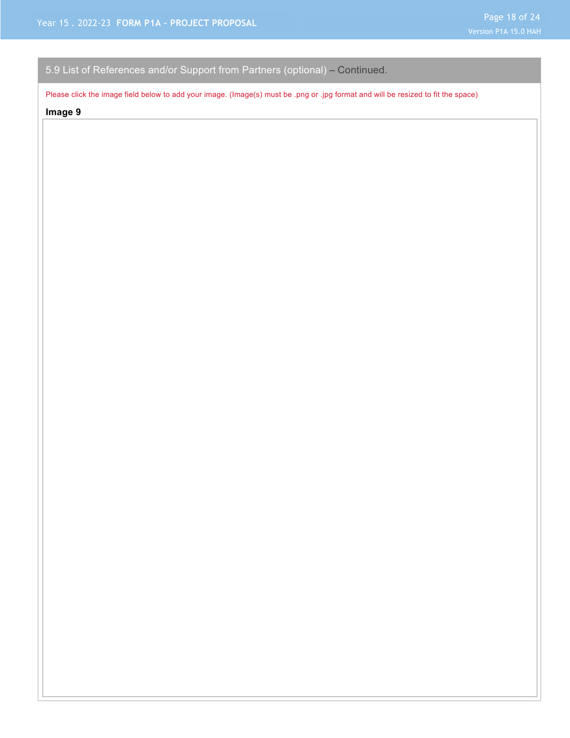## 5.9 List of References and/or Support from Partners (optional) – Continued.

Please click the image field below to add your image. (Image(s) must be .png or .jpg format and will be resized to fit the space)

**Image 9**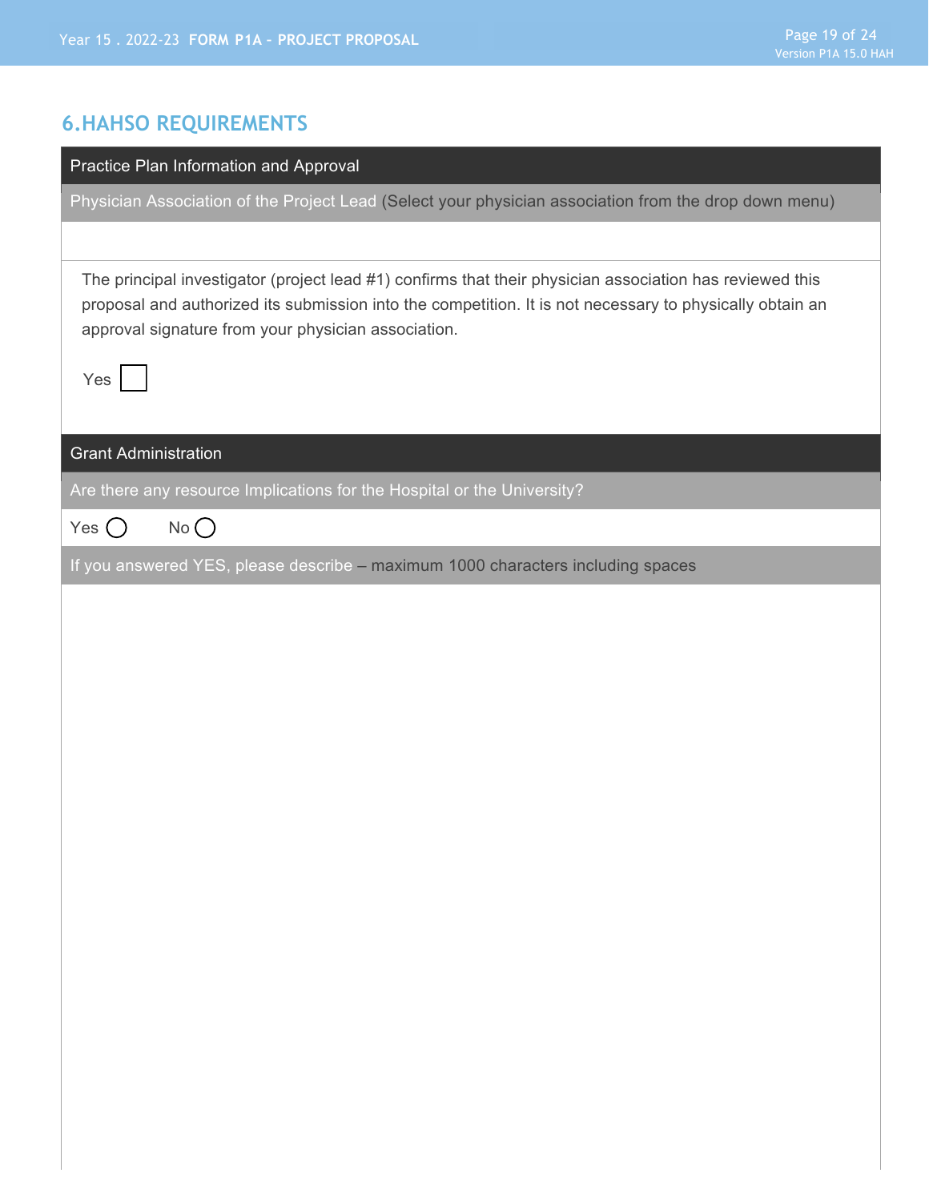## 6. HAHSO REQUIREMENTS

**Practice Plan Information and Approval**

Physician Association of the Project Lead (Select your physician association from the drop down menu)

The principal investigator (project lead #1) confirms that their physician association has reviewed this proposal and authorized its submission into the competition. It is not necessary to physically obtain an approval signature from your physician association.

Yes ☐

**Grant Administration**

Are there any resource Implications for the Hospital or the University?

Yes ◯ No ◯

If you answered YES, please describe – maximum 1000 characters including spaces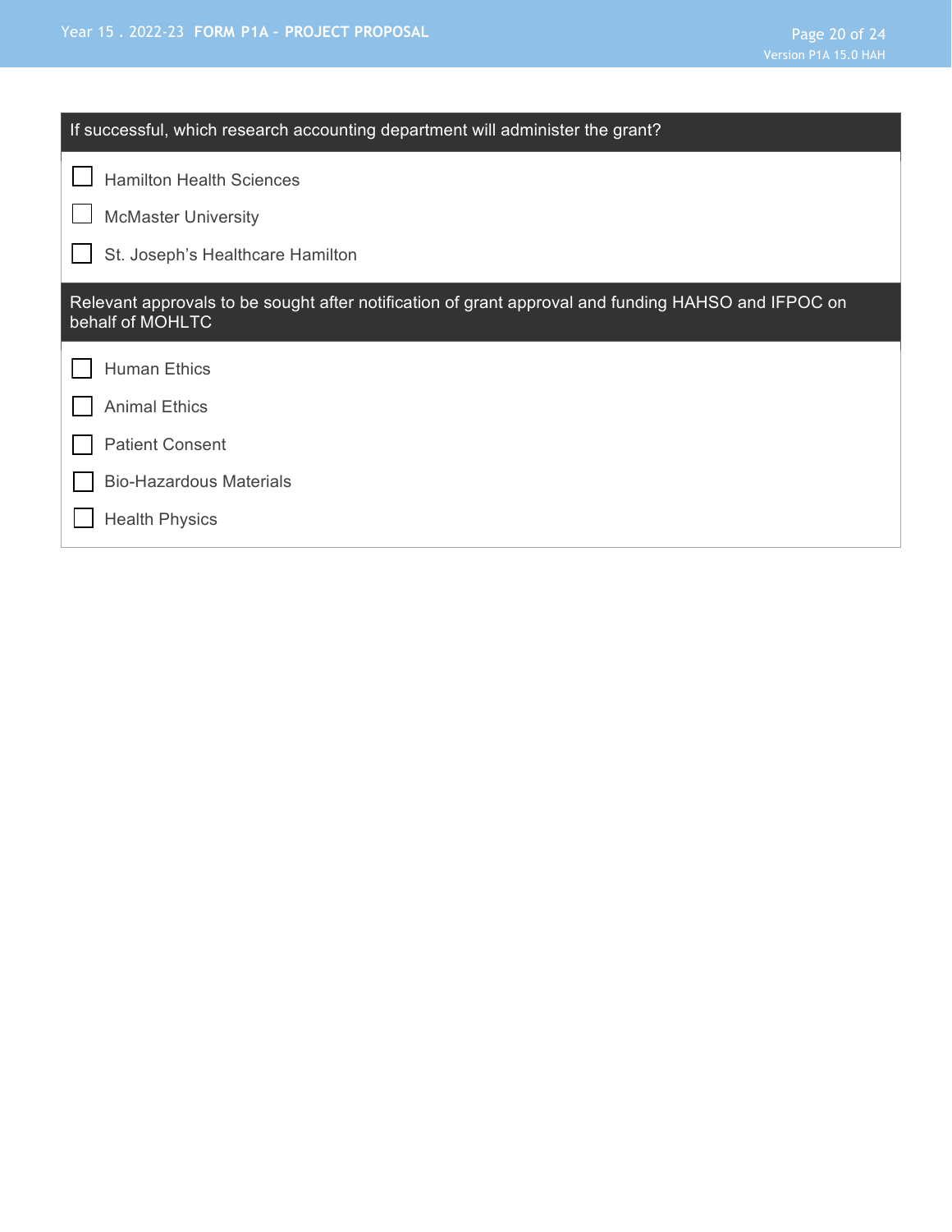### If successful, which research accounting department will administer the grant?

- [ ] Hamilton Health Sciences
- [ ] McMaster University
- [ ] St. Joseph's Healthcare Hamilton

### Relevant approvals to be sought after notification of grant approval and funding HAHSO and IFPOC on behalf of MOHLTC

- [ ] Human Ethics
- [ ] Animal Ethics
- [ ] Patient Consent
- [ ] Bio-Hazardous Materials
- [ ] Health Physics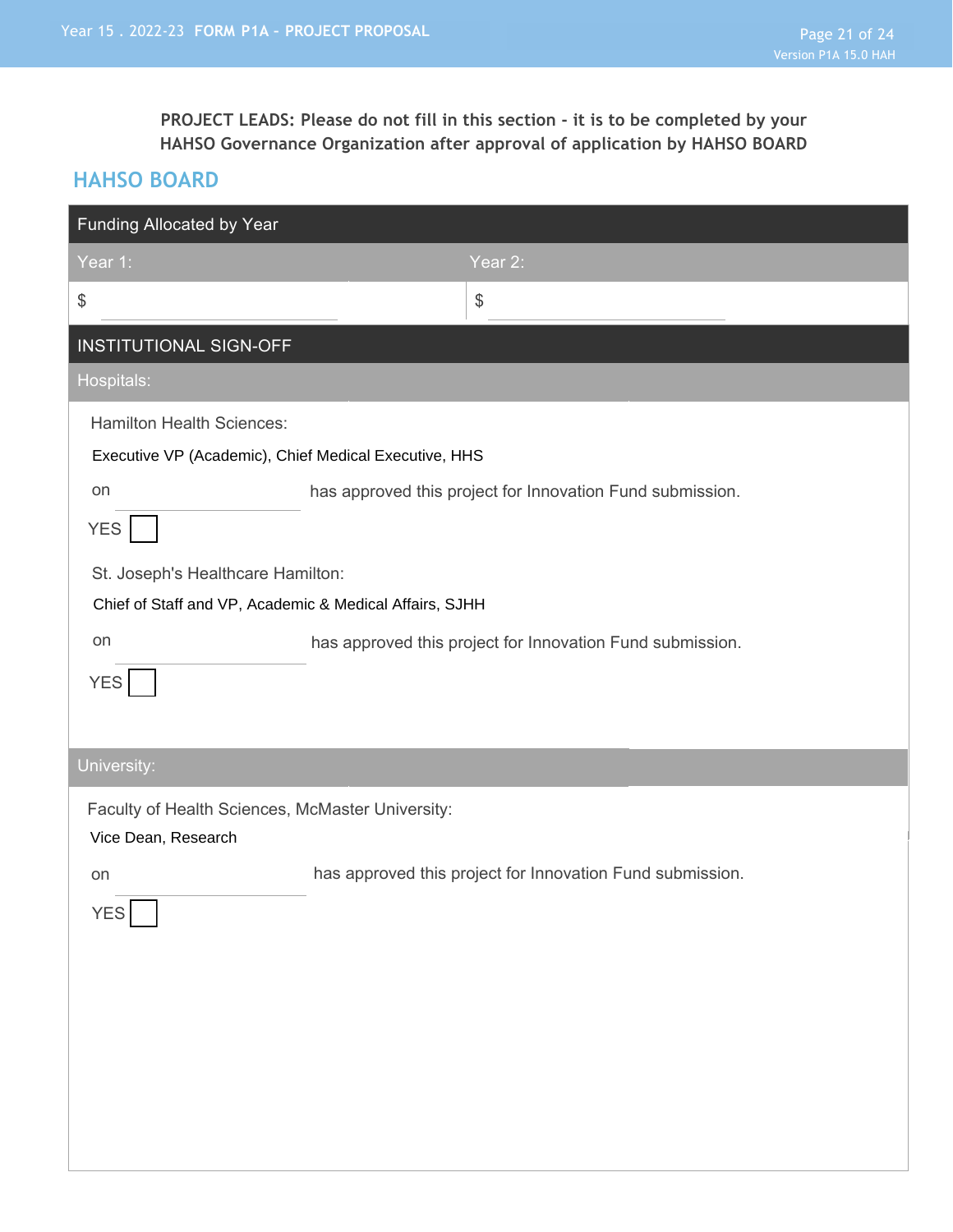**PROJECT LEADS: Please do not fill in this section - it is to be completed by your HAHSO Governance Organization after approval of application by HAHSO BOARD**

## HAHSO BOARD

| Funding Allocated by Year | |
|---|---|
| Year 1: | Year 2: |
| $ ____________________ | $ ____________________ |

### INSTITUTIONAL SIGN-OFF

**Hospitals:**

Hamilton Health Sciences:

Executive VP (Academic), Chief Medical Executive, HHS

on ____________________ has approved this project for Innovation Fund submission.

YES ☐

St. Joseph's Healthcare Hamilton:

Chief of Staff and VP, Academic & Medical Affairs, SJHH

on ____________________ has approved this project for Innovation Fund submission.

YES ☐

**University:**

Faculty of Health Sciences, McMaster University:

Vice Dean, Research

on ____________________ has approved this project for Innovation Fund submission.

YES ☐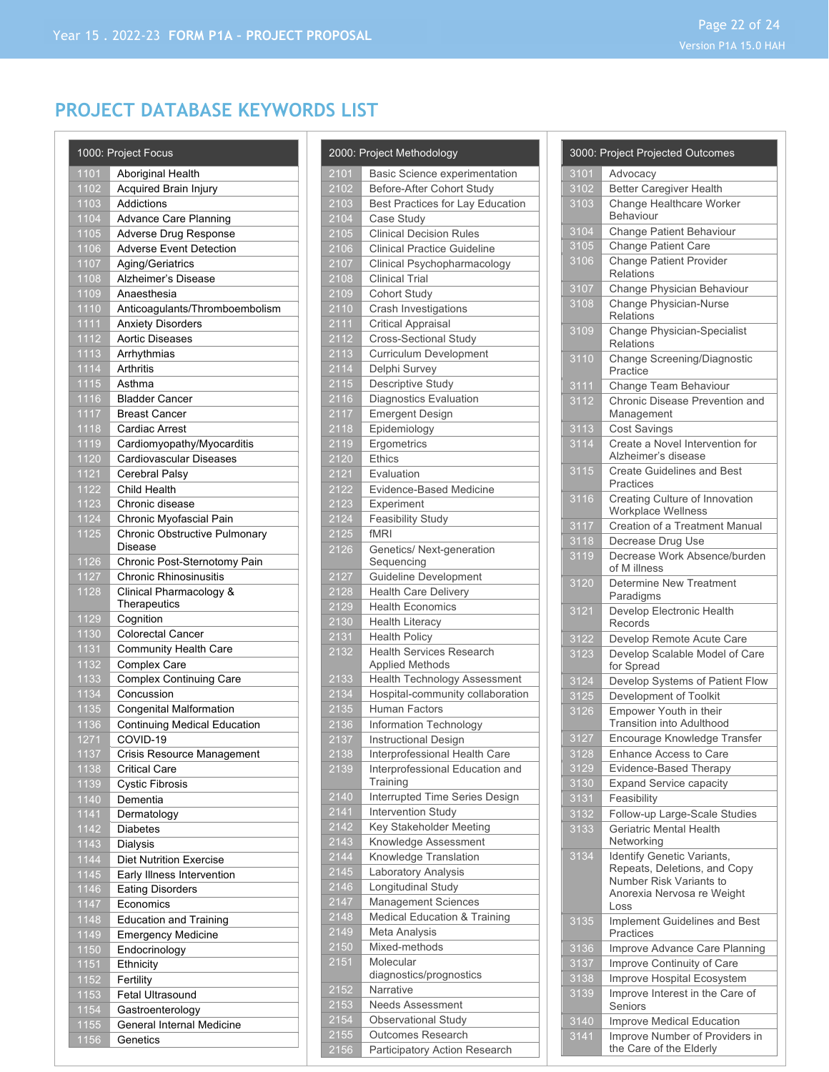# PROJECT DATABASE KEYWORDS LIST

| 1000: Project Focus | |
|---|---|
| 1101 | Aboriginal Health |
| 1102 | Acquired Brain Injury |
| 1103 | Addictions |
| 1104 | Advance Care Planning |
| 1105 | Adverse Drug Response |
| 1106 | Adverse Event Detection |
| 1107 | Aging/Geriatrics |
| 1108 | Alzheimer's Disease |
| 1109 | Anaesthesia |
| 1110 | Anticoagulants/Thromboembolism |
| 1111 | Anxiety Disorders |
| 1112 | Aortic Diseases |
| 1113 | Arrhythmias |
| 1114 | Arthritis |
| 1115 | Asthma |
| 1116 | Bladder Cancer |
| 1117 | Breast Cancer |
| 1118 | Cardiac Arrest |
| 1119 | Cardiomyopathy/Myocarditis |
| 1120 | Cardiovascular Diseases |
| 1121 | Cerebral Palsy |
| 1122 | Child Health |
| 1123 | Chronic disease |
| 1124 | Chronic Myofascial Pain |
| 1125 | Chronic Obstructive Pulmonary Disease |
| 1126 | Chronic Post-Sternotomy Pain |
| 1127 | Chronic Rhinosinusitis |
| 1128 | Clinical Pharmacology & Therapeutics |
| 1129 | Cognition |
| 1130 | Colorectal Cancer |
| 1131 | Community Health Care |
| 1132 | Complex Care |
| 1133 | Complex Continuing Care |
| 1134 | Concussion |
| 1135 | Congenital Malformation |
| 1136 | Continuing Medical Education |
| 1271 | COVID-19 |
| 1137 | Crisis Resource Management |
| 1138 | Critical Care |
| 1139 | Cystic Fibrosis |
| 1140 | Dementia |
| 1141 | Dermatology |
| 1142 | Diabetes |
| 1143 | Dialysis |
| 1144 | Diet Nutrition Exercise |
| 1145 | Early Illness Intervention |
| 1146 | Eating Disorders |
| 1147 | Economics |
| 1148 | Education and Training |
| 1149 | Emergency Medicine |
| 1150 | Endocrinology |
| 1151 | Ethnicity |
| 1152 | Fertility |
| 1153 | Fetal Ultrasound |
| 1154 | Gastroenterology |
| 1155 | General Internal Medicine |
| 1156 | Genetics |

| 2000: Project Methodology | |
|---|---|
| 2101 | Basic Science experimentation |
| 2102 | Before-After Cohort Study |
| 2103 | Best Practices for Lay Education |
| 2104 | Case Study |
| 2105 | Clinical Decision Rules |
| 2106 | Clinical Practice Guideline |
| 2107 | Clinical Psychopharmacology |
| 2108 | Clinical Trial |
| 2109 | Cohort Study |
| 2110 | Crash Investigations |
| 2111 | Critical Appraisal |
| 2112 | Cross-Sectional Study |
| 2113 | Curriculum Development |
| 2114 | Delphi Survey |
| 2115 | Descriptive Study |
| 2116 | Diagnostics Evaluation |
| 2117 | Emergent Design |
| 2118 | Epidemiology |
| 2119 | Ergometrics |
| 2120 | Ethics |
| 2121 | Evaluation |
| 2122 | Evidence-Based Medicine |
| 2123 | Experiment |
| 2124 | Feasibility Study |
| 2125 | fMRI |
| 2126 | Genetics/ Next-generation Sequencing |
| 2127 | Guideline Development |
| 2128 | Health Care Delivery |
| 2129 | Health Economics |
| 2130 | Health Literacy |
| 2131 | Health Policy |
| 2132 | Health Services Research Applied Methods |
| 2133 | Health Technology Assessment |
| 2134 | Hospital-community collaboration |
| 2135 | Human Factors |
| 2136 | Information Technology |
| 2137 | Instructional Design |
| 2138 | Interprofessional Health Care |
| 2139 | Interprofessional Education and Training |
| 2140 | Interrupted Time Series Design |
| 2141 | Intervention Study |
| 2142 | Key Stakeholder Meeting |
| 2143 | Knowledge Assessment |
| 2144 | Knowledge Translation |
| 2145 | Laboratory Analysis |
| 2146 | Longitudinal Study |
| 2147 | Management Sciences |
| 2148 | Medical Education & Training |
| 2149 | Meta Analysis |
| 2150 | Mixed-methods |
| 2151 | Molecular diagnostics/prognostics |
| 2152 | Narrative |
| 2153 | Needs Assessment |
| 2154 | Observational Study |
| 2155 | Outcomes Research |
| 2156 | Participatory Action Research |

| 3000: Project Projected Outcomes | |
|---|---|
| 3101 | Advocacy |
| 3102 | Better Caregiver Health |
| 3103 | Change Healthcare Worker Behaviour |
| 3104 | Change Patient Behaviour |
| 3105 | Change Patient Care |
| 3106 | Change Patient Provider Relations |
| 3107 | Change Physician Behaviour |
| 3108 | Change Physician-Nurse Relations |
| 3109 | Change Physician-Specialist Relations |
| 3110 | Change Screening/Diagnostic Practice |
| 3111 | Change Team Behaviour |
| 3112 | Chronic Disease Prevention and Management |
| 3113 | Cost Savings |
| 3114 | Create a Novel Intervention for Alzheimer's disease |
| 3115 | Create Guidelines and Best Practices |
| 3116 | Creating Culture of Innovation Workplace Wellness |
| 3117 | Creation of a Treatment Manual |
| 3118 | Decrease Drug Use |
| 3119 | Decrease Work Absence/burden of M illness |
| 3120 | Determine New Treatment Paradigms |
| 3121 | Develop Electronic Health Records |
| 3122 | Develop Remote Acute Care |
| 3123 | Develop Scalable Model of Care for Spread |
| 3124 | Develop Systems of Patient Flow |
| 3125 | Development of Toolkit |
| 3126 | Empower Youth in their Transition into Adulthood |
| 3127 | Encourage Knowledge Transfer |
| 3128 | Enhance Access to Care |
| 3129 | Evidence-Based Therapy |
| 3130 | Expand Service capacity |
| 3131 | Feasibility |
| 3132 | Follow-up Large-Scale Studies |
| 3133 | Geriatric Mental Health Networking |
| 3134 | Identify Genetic Variants, Repeats, Deletions, and Copy Number Risk Variants to Anorexia Nervosa re Weight Loss |
| 3135 | Implement Guidelines and Best Practices |
| 3136 | Improve Advance Care Planning |
| 3137 | Improve Continuity of Care |
| 3138 | Improve Hospital Ecosystem |
| 3139 | Improve Interest in the Care of Seniors |
| 3140 | Improve Medical Education |
| 3141 | Improve Number of Providers in the Care of the Elderly |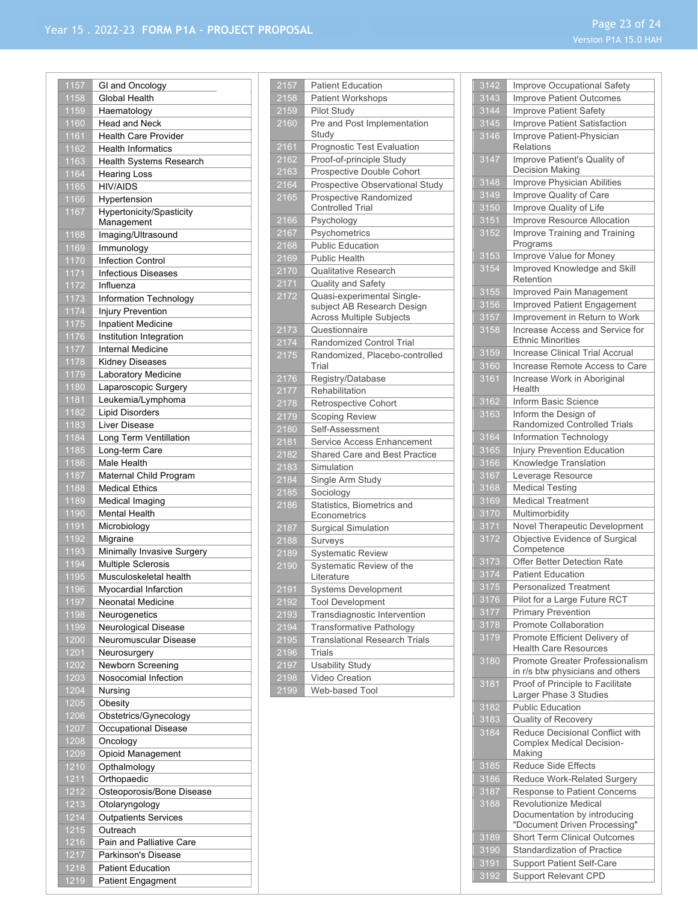| | |
|---|---|
| 1157 | GI and Oncology |
| 1158 | Global Health |
| 1159 | Haematology |
| 1160 | Head and Neck |
| 1161 | Health Care Provider |
| 1162 | Health Informatics |
| 1163 | Health Systems Research |
| 1164 | Hearing Loss |
| 1165 | HIV/AIDS |
| 1166 | Hypertension |
| 1167 | Hypertonicity/Spasticity Management |
| 1168 | Imaging/Ultrasound |
| 1169 | Immunology |
| 1170 | Infection Control |
| 1171 | Infectious Diseases |
| 1172 | Influenza |
| 1173 | Information Technology |
| 1174 | Injury Prevention |
| 1175 | Inpatient Medicine |
| 1176 | Institution Integration |
| 1177 | Internal Medicine |
| 1178 | Kidney Diseases |
| 1179 | Laboratory Medicine |
| 1180 | Laparoscopic Surgery |
| 1181 | Leukemia/Lymphoma |
| 1182 | Lipid Disorders |
| 1183 | Liver Disease |
| 1184 | Long Term Ventillation |
| 1185 | Long-term Care |
| 1186 | Male Health |
| 1187 | Maternal Child Program |
| 1188 | Medical Ethics |
| 1189 | Medical Imaging |
| 1190 | Mental Health |
| 1191 | Microbiology |
| 1192 | Migraine |
| 1193 | Minimally Invasive Surgery |
| 1194 | Multiple Sclerosis |
| 1195 | Musculoskeletal health |
| 1196 | Myocardial Infarction |
| 1197 | Neonatal Medicine |
| 1198 | Neurogenetics |
| 1199 | Neurological Disease |
| 1200 | Neuromuscular Disease |
| 1201 | Neurosurgery |
| 1202 | Newborn Screening |
| 1203 | Nosocomial Infection |
| 1204 | Nursing |
| 1205 | Obesity |
| 1206 | Obstetrics/Gynecology |
| 1207 | Occupational Disease |
| 1208 | Oncology |
| 1209 | Opioid Management |
| 1210 | Opthalmology |
| 1211 | Orthopaedic |
| 1212 | Osteoporosis/Bone Disease |
| 1213 | Otolaryngology |
| 1214 | Outpatients Services |
| 1215 | Outreach |
| 1216 | Pain and Palliative Care |
| 1217 | Parkinson's Disease |
| 1218 | Patient Education |
| 1219 | Patient Engagment |

| | |
|---|---|
| 2157 | Patient Education |
| 2158 | Patient Workshops |
| 2159 | Pilot Study |
| 2160 | Pre and Post Implementation Study |
| 2161 | Prognostic Test Evaluation |
| 2162 | Proof-of-principle Study |
| 2163 | Prospective Double Cohort |
| 2164 | Prospective Observational Study |
| 2165 | Prospective Randomized Controlled Trial |
| 2166 | Psychology |
| 2167 | Psychometrics |
| 2168 | Public Education |
| 2169 | Public Health |
| 2170 | Qualitative Research |
| 2171 | Quality and Safety |
| 2172 | Quasi-experimental Single-subject AB Research Design Across Multiple Subjects |
| 2173 | Questionnaire |
| 2174 | Randomized Control Trial |
| 2175 | Randomized, Placebo-controlled Trial |
| 2176 | Registry/Database |
| 2177 | Rehabilitation |
| 2178 | Retrospective Cohort |
| 2179 | Scoping Review |
| 2180 | Self-Assessment |
| 2181 | Service Access Enhancement |
| 2182 | Shared Care and Best Practice |
| 2183 | Simulation |
| 2184 | Single Arm Study |
| 2185 | Sociology |
| 2186 | Statistics, Biometrics and Econometrics |
| 2187 | Surgical Simulation |
| 2188 | Surveys |
| 2189 | Systematic Review |
| 2190 | Systematic Review of the Literature |
| 2191 | Systems Development |
| 2192 | Tool Development |
| 2193 | Transdiagnostic Intervention |
| 2194 | Transformative Pathology |
| 2195 | Translational Research Trials |
| 2196 | Trials |
| 2197 | Usability Study |
| 2198 | Video Creation |
| 2199 | Web-based Tool |

| | |
|---|---|
| 3142 | Improve Occupational Safety |
| 3143 | Improve Patient Outcomes |
| 3144 | Improve Patient Safety |
| 3145 | Improve Patient Satisfaction |
| 3146 | Improve Patient-Physician Relations |
| 3147 | Improve Patient's Quality of Decision Making |
| 3148 | Improve Physician Abilities |
| 3149 | Improve Quality of Care |
| 3150 | Improve Quality of Life |
| 3151 | Improve Resource Allocation |
| 3152 | Improve Training and Training Programs |
| 3153 | Improve Value for Money |
| 3154 | Improved Knowledge and Skill Retention |
| 3155 | Improved Pain Management |
| 3156 | Improved Patient Engagement |
| 3157 | Improvement in Return to Work |
| 3158 | Increase Access and Service for Ethnic Minorities |
| 3159 | Increase Clinical Trial Accrual |
| 3160 | Increase Remote Access to Care |
| 3161 | Increase Work in Aboriginal Health |
| 3162 | Inform Basic Science |
| 3163 | Inform the Design of Randomized Controlled Trials |
| 3164 | Information Technology |
| 3165 | Injury Prevention Education |
| 3166 | Knowledge Translation |
| 3167 | Leverage Resource |
| 3168 | Medical Testing |
| 3169 | Medical Treatment |
| 3170 | Multimorbidity |
| 3171 | Novel Therapeutic Development |
| 3172 | Objective Evidence of Surgical Competence |
| 3173 | Offer Better Detection Rate |
| 3174 | Patient Education |
| 3175 | Personalized Treatment |
| 3176 | Pilot for a Large Future RCT |
| 3177 | Primary Prevention |
| 3178 | Promote Collaboration |
| 3179 | Promote Efficient Delivery of Health Care Resources |
| 3180 | Promote Greater Professionalism in r/s btw physicians and others |
| 3181 | Proof of Principle to Facilitate Larger Phase 3 Studies |
| 3182 | Public Education |
| 3183 | Quality of Recovery |
| 3184 | Reduce Decisional Conflict with Complex Medical Decision-Making |
| 3185 | Reduce Side Effects |
| 3186 | Reduce Work-Related Surgery |
| 3187 | Response to Patient Concerns |
| 3188 | Revolutionize Medical Documentation by introducing "Document Driven Processing" |
| 3189 | Short Term Clinical Outcomes |
| 3190 | Standardization of Practice |
| 3191 | Support Patient Self-Care |
| 3192 | Support Relevant CPD |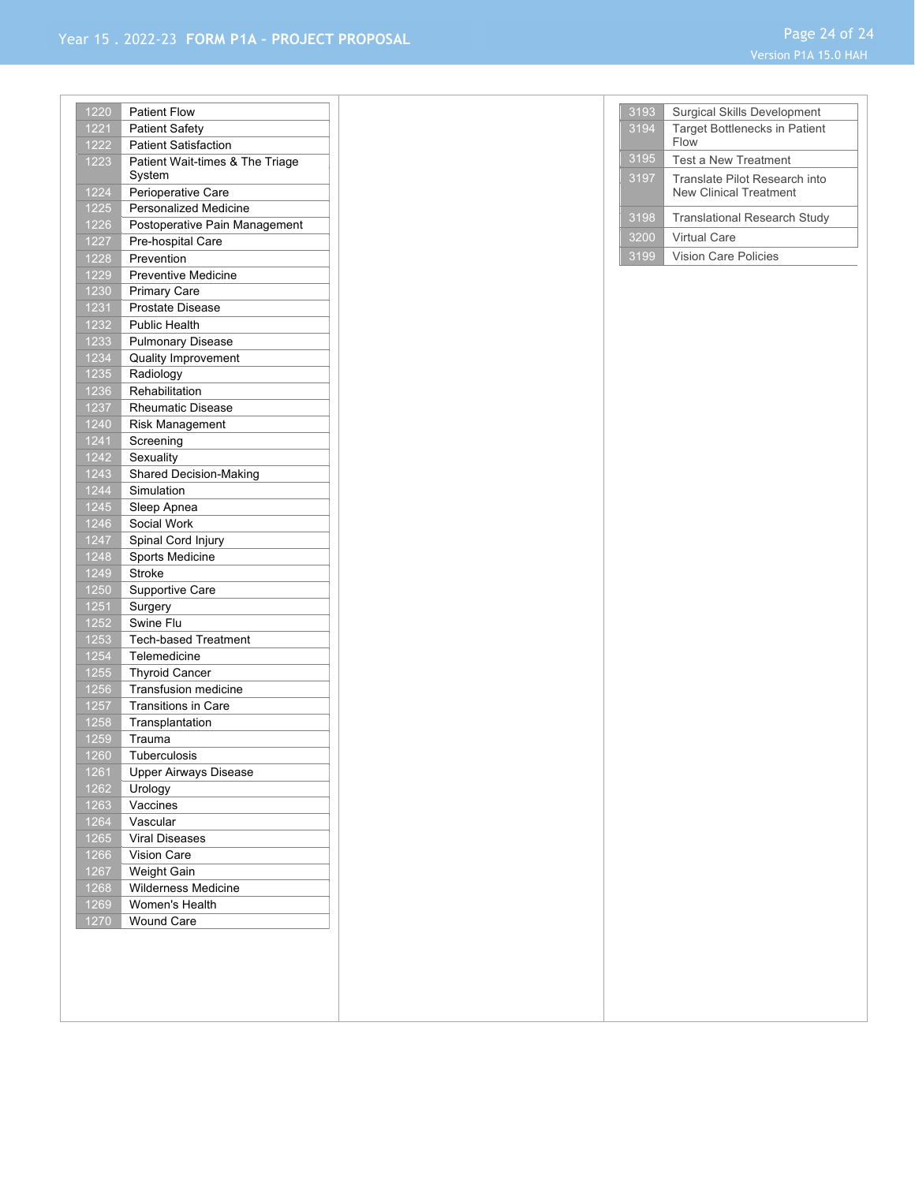| | |
|---|---|
| 1220 | Patient Flow |
| 1221 | Patient Safety |
| 1222 | Patient Satisfaction |
| 1223 | Patient Wait-times & The Triage System |
| 1224 | Perioperative Care |
| 1225 | Personalized Medicine |
| 1226 | Postoperative Pain Management |
| 1227 | Pre-hospital Care |
| 1228 | Prevention |
| 1229 | Preventive Medicine |
| 1230 | Primary Care |
| 1231 | Prostate Disease |
| 1232 | Public Health |
| 1233 | Pulmonary Disease |
| 1234 | Quality Improvement |
| 1235 | Radiology |
| 1236 | Rehabilitation |
| 1237 | Rheumatic Disease |
| 1240 | Risk Management |
| 1241 | Screening |
| 1242 | Sexuality |
| 1243 | Shared Decision-Making |
| 1244 | Simulation |
| 1245 | Sleep Apnea |
| 1246 | Social Work |
| 1247 | Spinal Cord Injury |
| 1248 | Sports Medicine |
| 1249 | Stroke |
| 1250 | Supportive Care |
| 1251 | Surgery |
| 1252 | Swine Flu |
| 1253 | Tech-based Treatment |
| 1254 | Telemedicine |
| 1255 | Thyroid Cancer |
| 1256 | Transfusion medicine |
| 1257 | Transitions in Care |
| 1258 | Transplantation |
| 1259 | Trauma |
| 1260 | Tuberculosis |
| 1261 | Upper Airways Disease |
| 1262 | Urology |
| 1263 | Vaccines |
| 1264 | Vascular |
| 1265 | Viral Diseases |
| 1266 | Vision Care |
| 1267 | Weight Gain |
| 1268 | Wilderness Medicine |
| 1269 | Women's Health |
| 1270 | Wound Care |

| | |
|---|---|
| 3193 | Surgical Skills Development |
| 3194 | Target Bottlenecks in Patient Flow |
| 3195 | Test a New Treatment |
| 3197 | Translate Pilot Research into New Clinical Treatment |
| 3198 | Translational Research Study |
| 3200 | Virtual Care |
| 3199 | Vision Care Policies |